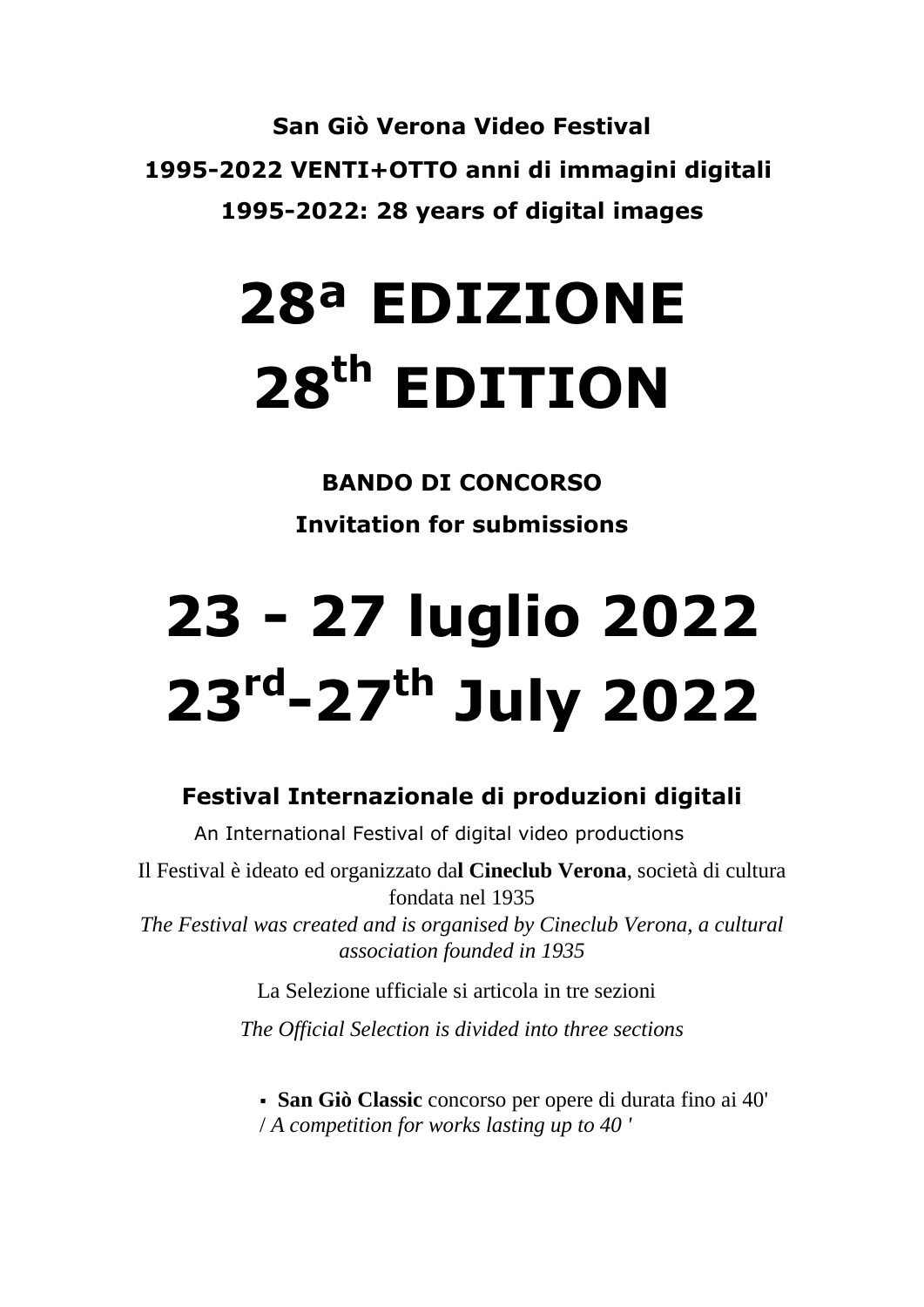**San Giò Verona Video Festival**

**1995-2022 VENTI+OTTO anni di immagini digitali**

**1995-2022: 28 years of digital images**

# 28ª EDIZIONE
# 28th EDITION

**BANDO DI CONCORSO**

**Invitation for submissions**

# 23 - 27 luglio 2022
# 23rd-27th July 2022

### Festival Internazionale di produzioni digitali

An International Festival of digital video productions

Il Festival è ideato ed organizzato da**l Cineclub Verona**, società di cultura fondata nel 1935
*The Festival was created and is organised by Cineclub Verona, a cultural association founded in 1935*

La Selezione ufficiale si articola in tre sezioni

*The Official Selection is divided into three sections*

- **San Giò Classic** concorso per opere di durata fino ai 40' / *A competition for works lasting up to 40 '*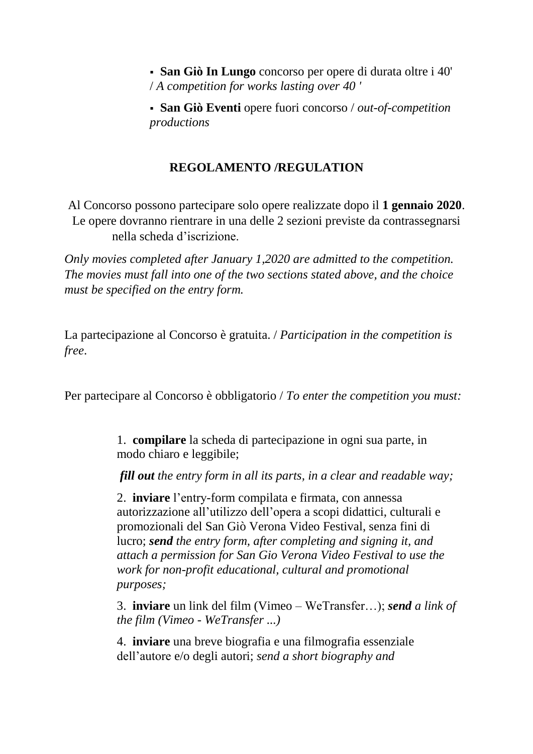- **San Giò In Lungo** concorso per opere di durata oltre i 40' / *A competition for works lasting over 40 '*
- **San Giò Eventi** opere fuori concorso / *out-of-competition productions*

## REGOLAMENTO /REGULATION

Al Concorso possono partecipare solo opere realizzate dopo il **1 gennaio 2020**. Le opere dovranno rientrare in una delle 2 sezioni previste da contrassegnarsi nella scheda d'iscrizione.

*Only movies completed after January 1,2020 are admitted to the competition. The movies must fall into one of the two sections stated above, and the choice must be specified on the entry form.*

La partecipazione al Concorso è gratuita. / *Participation in the competition is free*.

Per partecipare al Concorso è obbligatorio / *To enter the competition you must:*

1. **compilare** la scheda di partecipazione in ogni sua parte, in modo chiaro e leggibile;

   ***fill out** the entry form in all its parts, in a clear and readable way;*

2. **inviare** l'entry-form compilata e firmata, con annessa autorizzazione all'utilizzo dell'opera a scopi didattici, culturali e promozionali del San Giò Verona Video Festival, senza fini di lucro; ***send** the entry form, after completing and signing it, and attach a permission for San Gio Verona Video Festival to use the work for non-profit educational, cultural and promotional purposes;*

3. **inviare** un link del film (Vimeo – WeTransfer…); ***send** a link of the film (Vimeo - WeTransfer ...)*

4. **inviare** una breve biografia e una filmografia essenziale dell'autore e/o degli autori; *send a short biography and*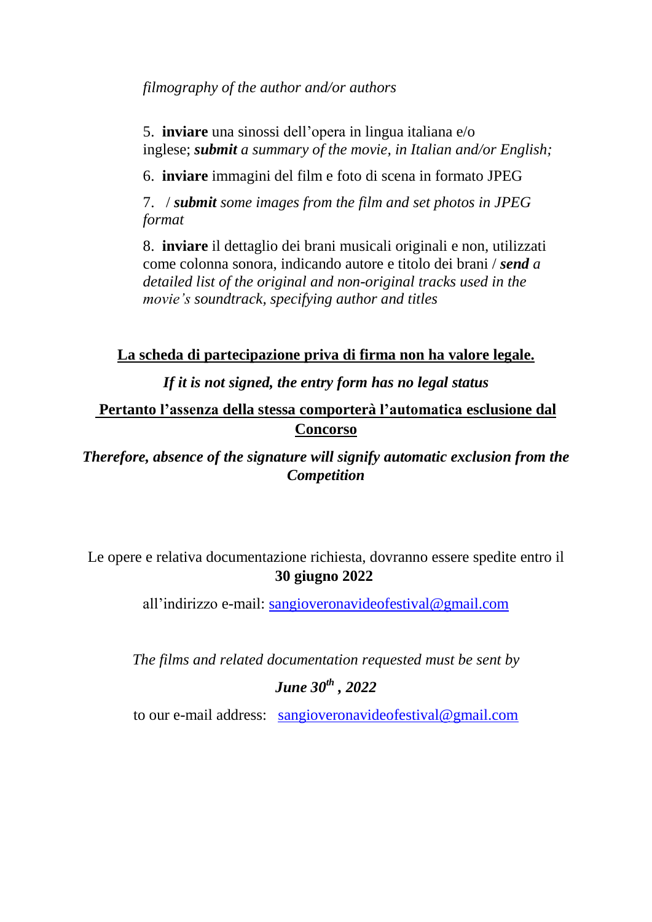*filmography of the author and/or authors*

5. **inviare** una sinossi dell'opera in lingua italiana e/o inglese; ***submit*** *a summary of the movie, in Italian and/or English;*

6. **inviare** immagini del film e foto di scena in formato JPEG

7. / ***submit*** *some images from the film and set photos in JPEG format*

8. **inviare** il dettaglio dei brani musicali originali e non, utilizzati come colonna sonora, indicando autore e titolo dei brani / ***send*** *a detailed list of the original and non-original tracks used in the movie's soundtrack, specifying author and titles*

**La scheda di partecipazione priva di firma non ha valore legale.**

***If it is not signed, the entry form has no legal status***

**Pertanto l'assenza della stessa comporterà l'automatica esclusione dal Concorso**

***Therefore, absence of the signature will signify automatic exclusion from the Competition***

Le opere e relativa documentazione richiesta, dovranno essere spedite entro il **30 giugno 2022**

all'indirizzo e-mail: sangioveronavideofestival@gmail.com

*The films and related documentation requested must be sent by*

***June 30th , 2022***

to our e-mail address: sangioveronavideofestival@gmail.com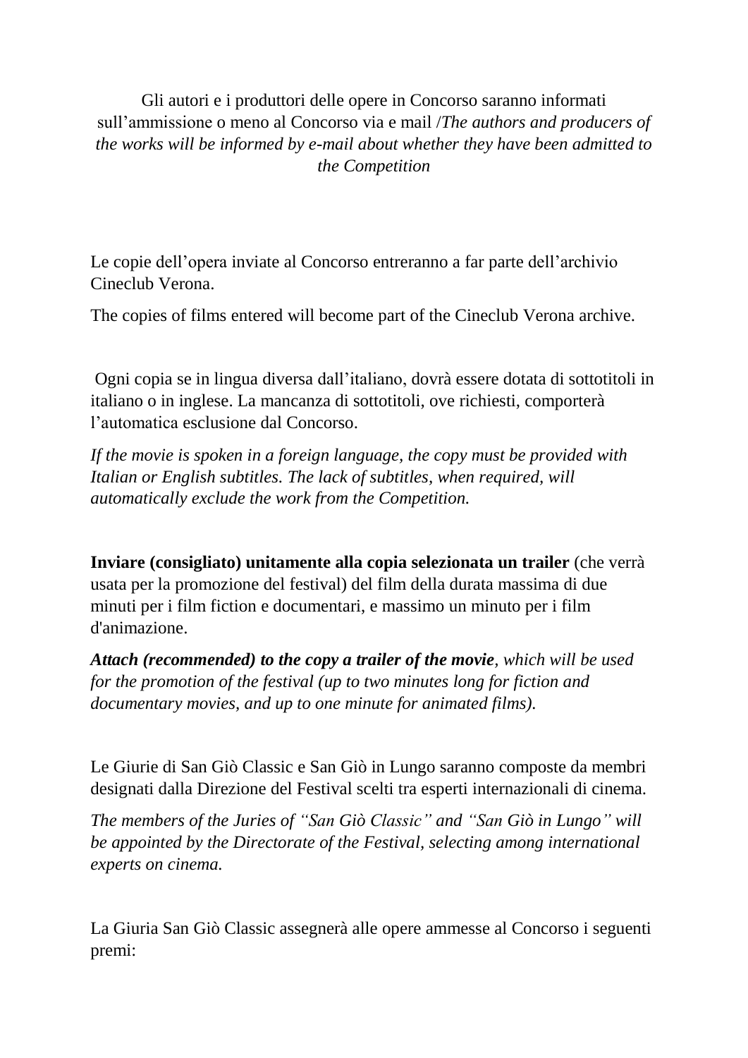Gli autori e i produttori delle opere in Concorso saranno informati sull'ammissione o meno al Concorso via e mail /*The authors and producers of the works will be informed by e-mail about whether they have been admitted to the Competition*

Le copie dell'opera inviate al Concorso entreranno a far parte dell'archivio Cineclub Verona.

The copies of films entered will become part of the Cineclub Verona archive.

Ogni copia se in lingua diversa dall'italiano, dovrà essere dotata di sottotitoli in italiano o in inglese. La mancanza di sottotitoli, ove richiesti, comporterà l'automatica esclusione dal Concorso.

*If the movie is spoken in a foreign language, the copy must be provided with Italian or English subtitles. The lack of subtitles, when required, will automatically exclude the work from the Competition.*

**Inviare (consigliato) unitamente alla copia selezionata un trailer** (che verrà usata per la promozione del festival) del film della durata massima di due minuti per i film fiction e documentari, e massimo un minuto per i film d'animazione.

***Attach (recommended) to the copy a trailer of the movie****, which will be used for the promotion of the festival (up to two minutes long for fiction and documentary movies, and up to one minute for animated films).*

Le Giurie di San Giò Classic e San Giò in Lungo saranno composte da membri designati dalla Direzione del Festival scelti tra esperti internazionali di cinema.

*The members of the Juries of "San Giò Classic" and "San Giò in Lungo" will be appointed by the Directorate of the Festival, selecting among international experts on cinema.*

La Giuria San Giò Classic assegnerà alle opere ammesse al Concorso i seguenti premi: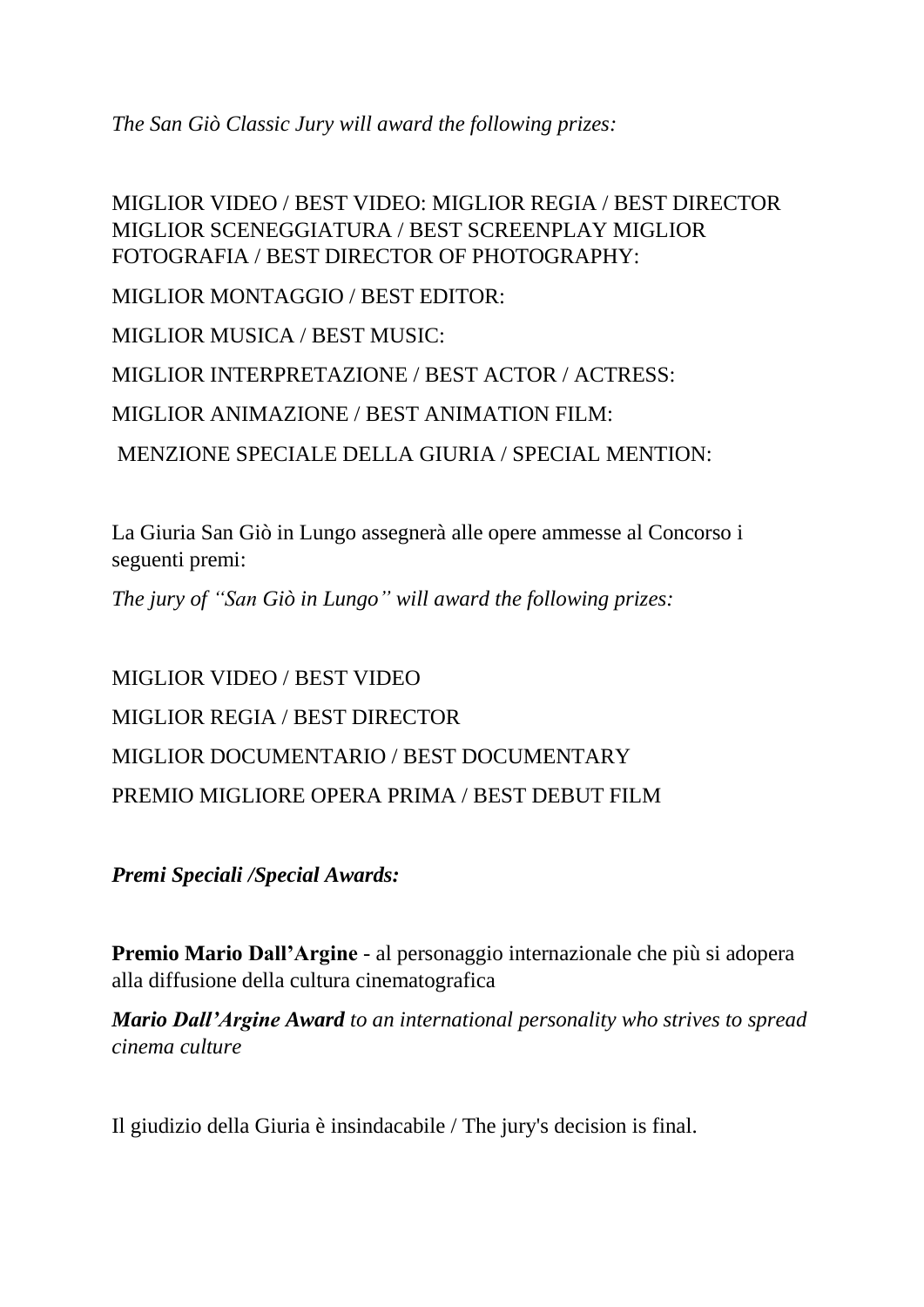*The San Giò Classic Jury will award the following prizes:*

MIGLIOR VIDEO / BEST VIDEO: MIGLIOR REGIA / BEST DIRECTOR MIGLIOR SCENEGGIATURA / BEST SCREENPLAY MIGLIOR FOTOGRAFIA / BEST DIRECTOR OF PHOTOGRAPHY:

MIGLIOR MONTAGGIO / BEST EDITOR:

MIGLIOR MUSICA / BEST MUSIC:

MIGLIOR INTERPRETAZIONE / BEST ACTOR / ACTRESS:

MIGLIOR ANIMAZIONE / BEST ANIMATION FILM:

MENZIONE SPECIALE DELLA GIURIA / SPECIAL MENTION:

La Giuria San Giò in Lungo assegnerà alle opere ammesse al Concorso i seguenti premi:

*The jury of "San Giò in Lungo" will award the following prizes:*

MIGLIOR VIDEO / BEST VIDEO

MIGLIOR REGIA / BEST DIRECTOR

MIGLIOR DOCUMENTARIO / BEST DOCUMENTARY

PREMIO MIGLIORE OPERA PRIMA / BEST DEBUT FILM

***Premi Speciali /Special Awards:***

**Premio Mario Dall'Argine** - al personaggio internazionale che più si adopera alla diffusione della cultura cinematografica

***Mario Dall'Argine Award*** *to an international personality who strives to spread cinema culture*

Il giudizio della Giuria è insindacabile / The jury's decision is final.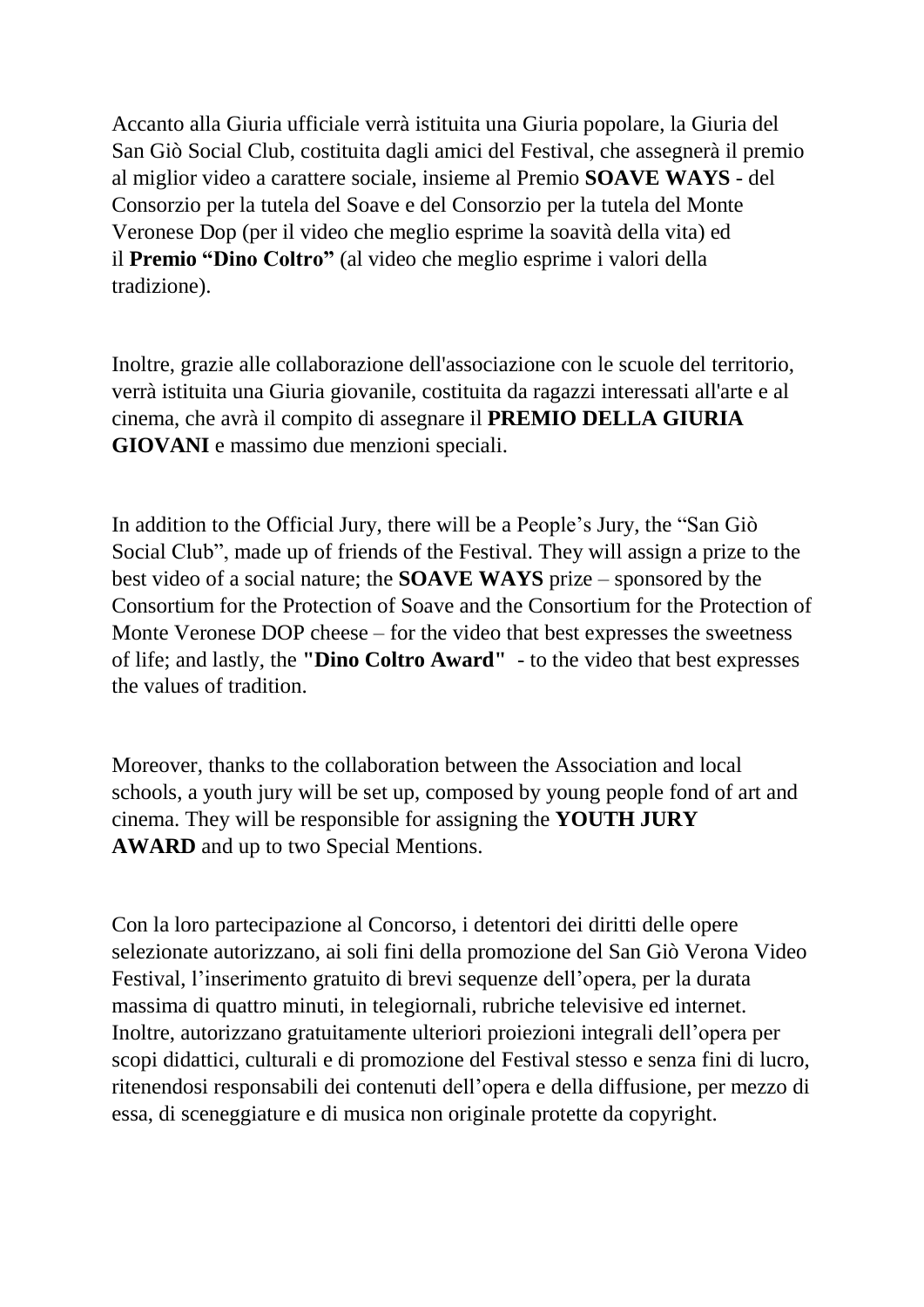Accanto alla Giuria ufficiale verrà istituita una Giuria popolare, la Giuria del San Giò Social Club, costituita dagli amici del Festival, che assegnerà il premio al miglior video a carattere sociale, insieme al Premio **SOAVE WAYS** - del Consorzio per la tutela del Soave e del Consorzio per la tutela del Monte Veronese Dop (per il video che meglio esprime la soavità della vita) ed il **Premio "Dino Coltro"** (al video che meglio esprime i valori della tradizione).

Inoltre, grazie alle collaborazione dell'associazione con le scuole del territorio, verrà istituita una Giuria giovanile, costituita da ragazzi interessati all'arte e al cinema, che avrà il compito di assegnare il **PREMIO DELLA GIURIA GIOVANI** e massimo due menzioni speciali.

In addition to the Official Jury, there will be a People's Jury, the "San Giò Social Club", made up of friends of the Festival. They will assign a prize to the best video of a social nature; the **SOAVE WAYS** prize – sponsored by the Consortium for the Protection of Soave and the Consortium for the Protection of Monte Veronese DOP cheese – for the video that best expresses the sweetness of life; and lastly, the **"Dino Coltro Award"** - to the video that best expresses the values of tradition.

Moreover, thanks to the collaboration between the Association and local schools, a youth jury will be set up, composed by young people fond of art and cinema. They will be responsible for assigning the **YOUTH JURY AWARD** and up to two Special Mentions.

Con la loro partecipazione al Concorso, i detentori dei diritti delle opere selezionate autorizzano, ai soli fini della promozione del San Giò Verona Video Festival, l'inserimento gratuito di brevi sequenze dell'opera, per la durata massima di quattro minuti, in telegiornali, rubriche televisive ed internet. Inoltre, autorizzano gratuitamente ulteriori proiezioni integrali dell'opera per scopi didattici, culturali e di promozione del Festival stesso e senza fini di lucro, ritenendosi responsabili dei contenuti dell'opera e della diffusione, per mezzo di essa, di sceneggiature e di musica non originale protette da copyright.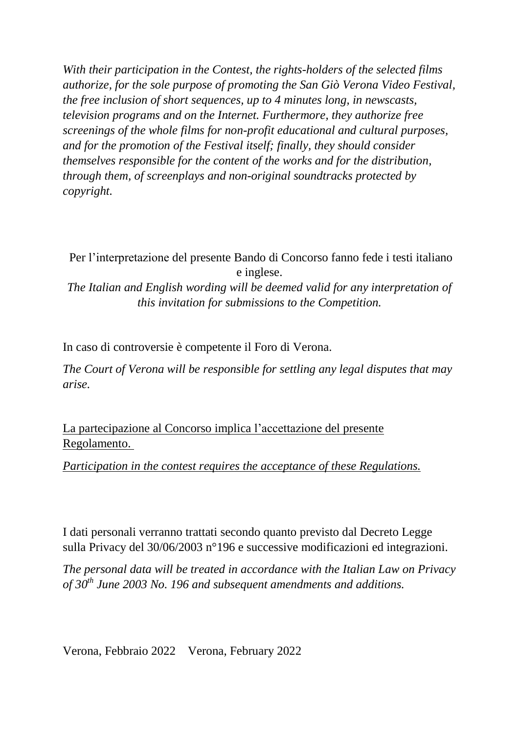*With their participation in the Contest, the rights-holders of the selected films authorize, for the sole purpose of promoting the San Giò Verona Video Festival, the free inclusion of short sequences, up to 4 minutes long, in newscasts, television programs and on the Internet. Furthermore, they authorize free screenings of the whole films for non-profit educational and cultural purposes, and for the promotion of the Festival itself; finally, they should consider themselves responsible for the content of the works and for the distribution, through them, of screenplays and non-original soundtracks protected by copyright.*

Per l'interpretazione del presente Bando di Concorso fanno fede i testi italiano e inglese.

*The Italian and English wording will be deemed valid for any interpretation of this invitation for submissions to the Competition.*

In caso di controversie è competente il Foro di Verona.

*The Court of Verona will be responsible for settling any legal disputes that may arise.*

La partecipazione al Concorso implica l'accettazione del presente Regolamento.

*Participation in the contest requires the acceptance of these Regulations.*

I dati personali verranno trattati secondo quanto previsto dal Decreto Legge sulla Privacy del 30/06/2003 n°196 e successive modificazioni ed integrazioni.

*The personal data will be treated in accordance with the Italian Law on Privacy of 30th June 2003 No. 196 and subsequent amendments and additions.*

Verona, Febbraio 2022 Verona, February 2022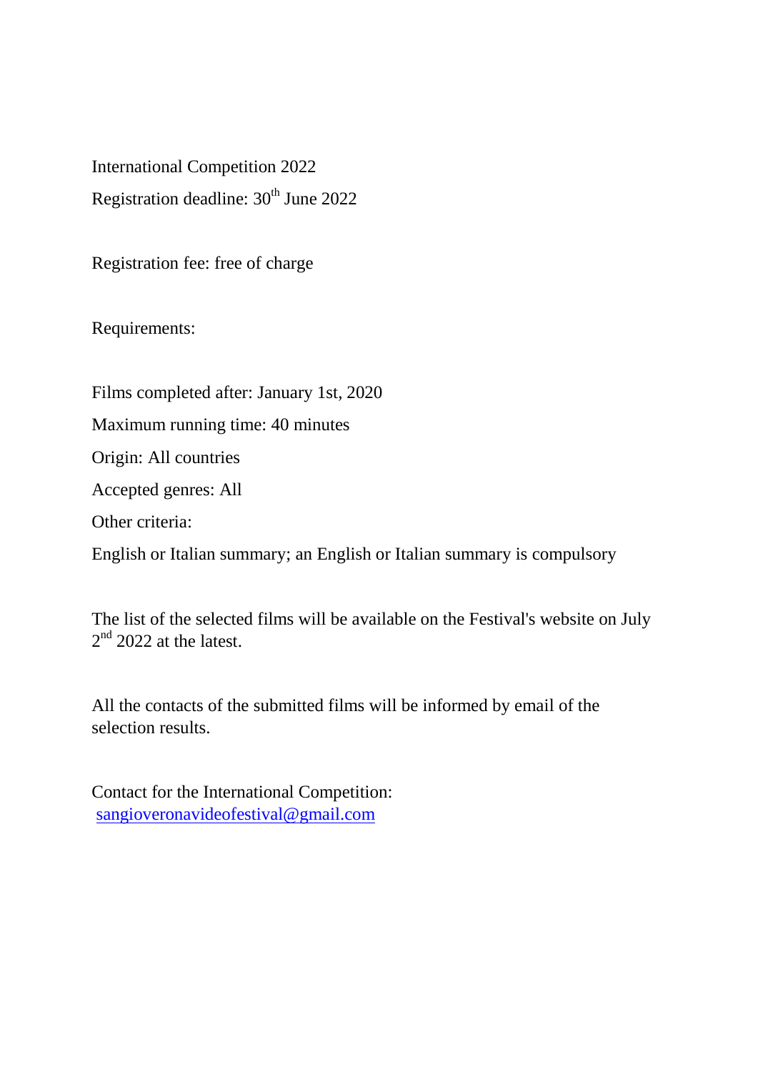International Competition 2022

Registration deadline: 30th June 2022

Registration fee: free of charge

Requirements:

Films completed after: January 1st, 2020

Maximum running time: 40 minutes

Origin: All countries

Accepted genres: All

Other criteria:

English or Italian summary; an English or Italian summary is compulsory

The list of the selected films will be available on the Festival's website on July 2nd 2022 at the latest.

All the contacts of the submitted films will be informed by email of the selection results.

Contact for the International Competition:
sangioveronavideofestival@gmail.com